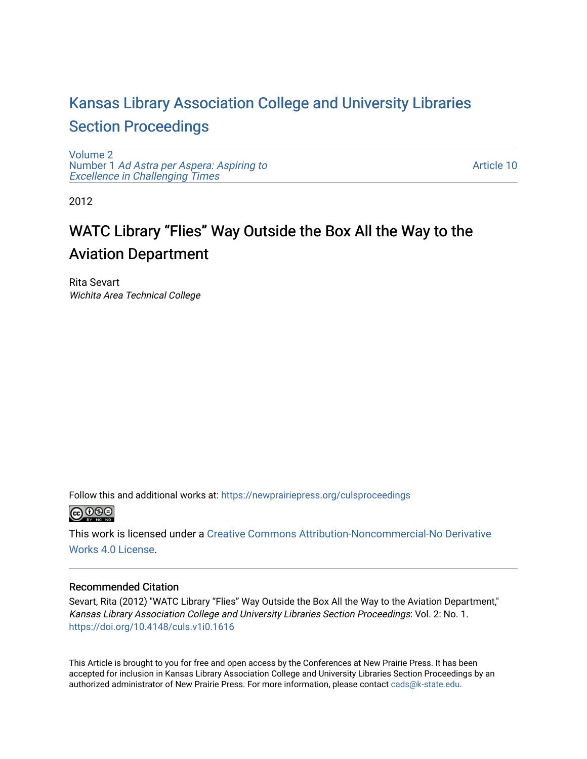# Kansas Library Association College and University Libraries Section Proceedings

Volume 2
Number 1 *Ad Astra per Aspera: Aspiring to Excellence in Challenging Times*

Article 10

2012

## WATC Library “Flies” Way Outside the Box All the Way to the Aviation Department

Rita Sevart
*Wichita Area Technical College*

Follow this and additional works at: https://newprairiepress.org/culsproceedings

This work is licensed under a Creative Commons Attribution-Noncommercial-No Derivative Works 4.0 License.

### Recommended Citation

Sevart, Rita (2012) "WATC Library “Flies” Way Outside the Box All the Way to the Aviation Department," *Kansas Library Association College and University Libraries Section Proceedings*: Vol. 2: No. 1. https://doi.org/10.4148/culs.v1i0.1616

This Article is brought to you for free and open access by the Conferences at New Prairie Press. It has been accepted for inclusion in Kansas Library Association College and University Libraries Section Proceedings by an authorized administrator of New Prairie Press. For more information, please contact cads@k-state.edu.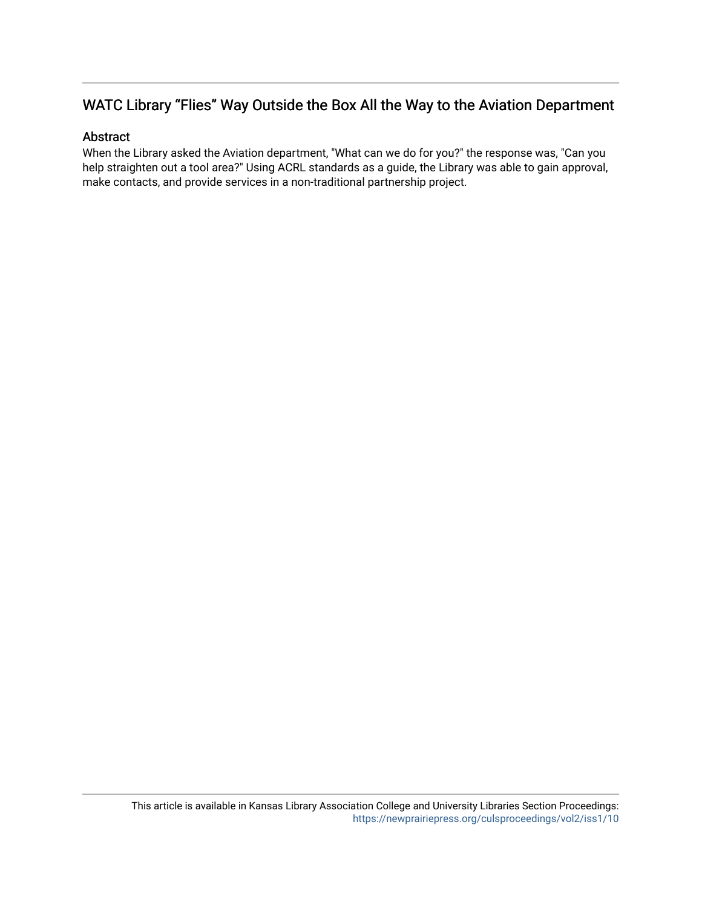## WATC Library “Flies” Way Outside the Box All the Way to the Aviation Department

### Abstract

When the Library asked the Aviation department, "What can we do for you?" the response was, "Can you help straighten out a tool area?" Using ACRL standards as a guide, the Library was able to gain approval, make contacts, and provide services in a non-traditional partnership project.

This article is available in Kansas Library Association College and University Libraries Section Proceedings: https://newprairiepress.org/culsproceedings/vol2/iss1/10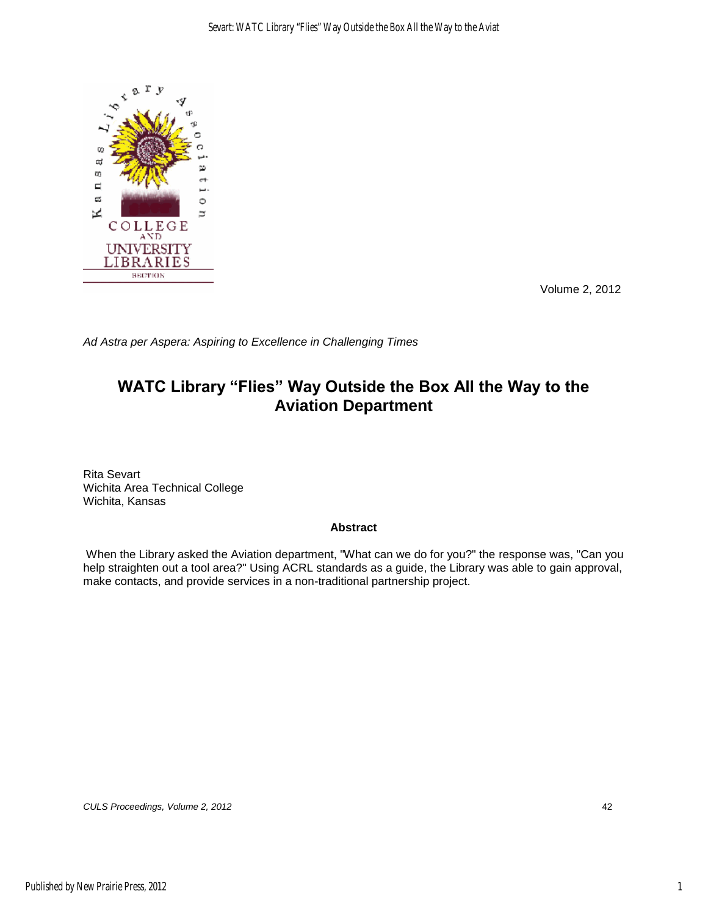Volume 2, 2012

*Ad Astra per Aspera: Aspiring to Excellence in Challenging Times*

# WATC Library "Flies" Way Outside the Box All the Way to the Aviation Department

Rita Sevart
Wichita Area Technical College
Wichita, Kansas

**Abstract**

When the Library asked the Aviation department, "What can we do for you?" the response was, "Can you help straighten out a tool area?" Using ACRL standards as a guide, the Library was able to gain approval, make contacts, and provide services in a non-traditional partnership project.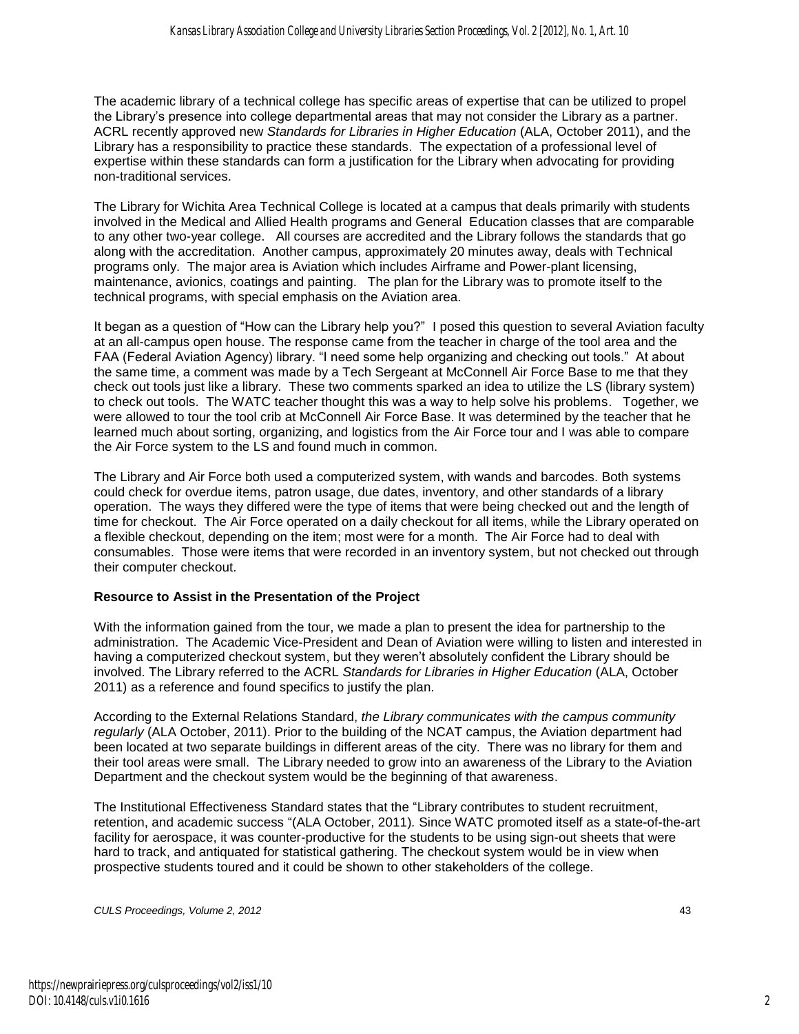The academic library of a technical college has specific areas of expertise that can be utilized to propel the Library's presence into college departmental areas that may not consider the Library as a partner. ACRL recently approved new *Standards for Libraries in Higher Education* (ALA, October 2011), and the Library has a responsibility to practice these standards. The expectation of a professional level of expertise within these standards can form a justification for the Library when advocating for providing non-traditional services.

The Library for Wichita Area Technical College is located at a campus that deals primarily with students involved in the Medical and Allied Health programs and General Education classes that are comparable to any other two-year college. All courses are accredited and the Library follows the standards that go along with the accreditation. Another campus, approximately 20 minutes away, deals with Technical programs only. The major area is Aviation which includes Airframe and Power-plant licensing, maintenance, avionics, coatings and painting. The plan for the Library was to promote itself to the technical programs, with special emphasis on the Aviation area.

It began as a question of "How can the Library help you?" I posed this question to several Aviation faculty at an all-campus open house. The response came from the teacher in charge of the tool area and the FAA (Federal Aviation Agency) library. "I need some help organizing and checking out tools." At about the same time, a comment was made by a Tech Sergeant at McConnell Air Force Base to me that they check out tools just like a library. These two comments sparked an idea to utilize the LS (library system) to check out tools. The WATC teacher thought this was a way to help solve his problems. Together, we were allowed to tour the tool crib at McConnell Air Force Base. It was determined by the teacher that he learned much about sorting, organizing, and logistics from the Air Force tour and I was able to compare the Air Force system to the LS and found much in common.

The Library and Air Force both used a computerized system, with wands and barcodes. Both systems could check for overdue items, patron usage, due dates, inventory, and other standards of a library operation. The ways they differed were the type of items that were being checked out and the length of time for checkout. The Air Force operated on a daily checkout for all items, while the Library operated on a flexible checkout, depending on the item; most were for a month. The Air Force had to deal with consumables. Those were items that were recorded in an inventory system, but not checked out through their computer checkout.

**Resource to Assist in the Presentation of the Project**

With the information gained from the tour, we made a plan to present the idea for partnership to the administration. The Academic Vice-President and Dean of Aviation were willing to listen and interested in having a computerized checkout system, but they weren't absolutely confident the Library should be involved. The Library referred to the ACRL *Standards for Libraries in Higher Education* (ALA, October 2011) as a reference and found specifics to justify the plan.

According to the External Relations Standard, *the Library communicates with the campus community regularly* (ALA October, 2011). Prior to the building of the NCAT campus, the Aviation department had been located at two separate buildings in different areas of the city. There was no library for them and their tool areas were small. The Library needed to grow into an awareness of the Library to the Aviation Department and the checkout system would be the beginning of that awareness.

The Institutional Effectiveness Standard states that the "Library contributes to student recruitment, retention, and academic success "(ALA October, 2011). Since WATC promoted itself as a state-of-the-art facility for aerospace, it was counter-productive for the students to be using sign-out sheets that were hard to track, and antiquated for statistical gathering. The checkout system would be in view when prospective students toured and it could be shown to other stakeholders of the college.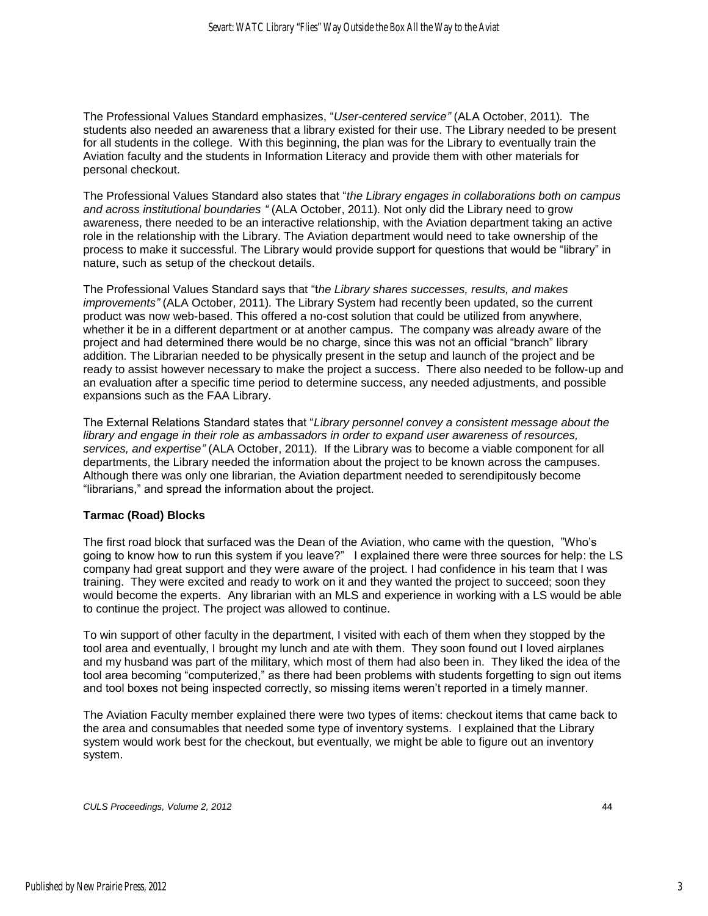The Professional Values Standard emphasizes, "*User-centered service"* (ALA October, 2011). The students also needed an awareness that a library existed for their use. The Library needed to be present for all students in the college. With this beginning, the plan was for the Library to eventually train the Aviation faculty and the students in Information Literacy and provide them with other materials for personal checkout.

The Professional Values Standard also states that "*the Library engages in collaborations both on campus and across institutional boundaries "* (ALA October, 2011). Not only did the Library need to grow awareness, there needed to be an interactive relationship, with the Aviation department taking an active role in the relationship with the Library. The Aviation department would need to take ownership of the process to make it successful. The Library would provide support for questions that would be "library" in nature, such as setup of the checkout details.

The Professional Values Standard says that "t*he Library shares successes, results, and makes improvements"* (ALA October, 2011). The Library System had recently been updated, so the current product was now web-based. This offered a no-cost solution that could be utilized from anywhere, whether it be in a different department or at another campus. The company was already aware of the project and had determined there would be no charge, since this was not an official "branch" library addition. The Librarian needed to be physically present in the setup and launch of the project and be ready to assist however necessary to make the project a success. There also needed to be follow-up and an evaluation after a specific time period to determine success, any needed adjustments, and possible expansions such as the FAA Library.

The External Relations Standard states that "*Library personnel convey a consistent message about the library and engage in their role as ambassadors in order to expand user awareness of resources, services, and expertise"* (ALA October, 2011). If the Library was to become a viable component for all departments, the Library needed the information about the project to be known across the campuses. Although there was only one librarian, the Aviation department needed to serendipitously become "librarians," and spread the information about the project.

**Tarmac (Road) Blocks**

The first road block that surfaced was the Dean of the Aviation, who came with the question, "Who's going to know how to run this system if you leave?" I explained there were three sources for help: the LS company had great support and they were aware of the project. I had confidence in his team that I was training. They were excited and ready to work on it and they wanted the project to succeed; soon they would become the experts. Any librarian with an MLS and experience in working with a LS would be able to continue the project. The project was allowed to continue.

To win support of other faculty in the department, I visited with each of them when they stopped by the tool area and eventually, I brought my lunch and ate with them. They soon found out I loved airplanes and my husband was part of the military, which most of them had also been in. They liked the idea of the tool area becoming "computerized," as there had been problems with students forgetting to sign out items and tool boxes not being inspected correctly, so missing items weren't reported in a timely manner.

The Aviation Faculty member explained there were two types of items: checkout items that came back to the area and consumables that needed some type of inventory systems. I explained that the Library system would work best for the checkout, but eventually, we might be able to figure out an inventory system.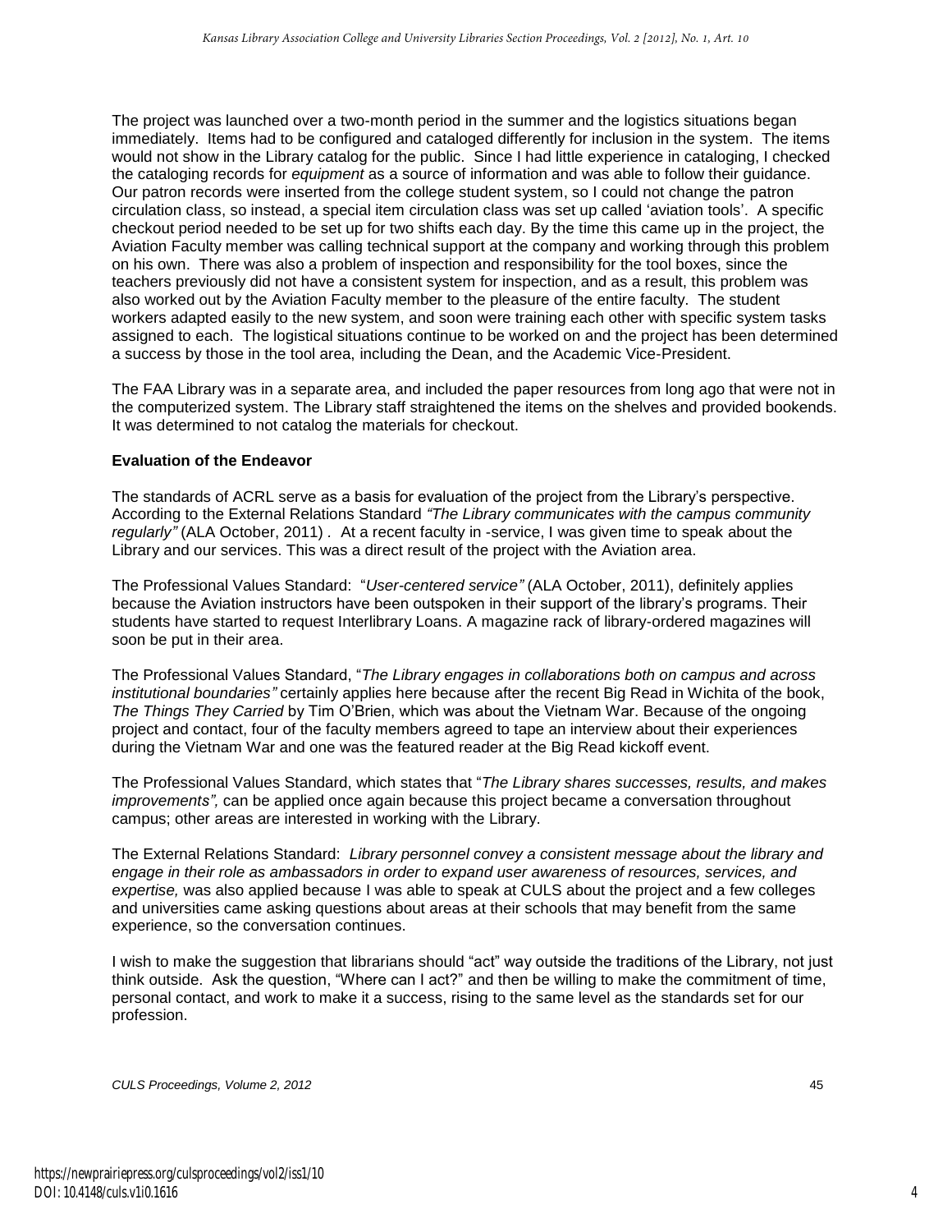The project was launched over a two-month period in the summer and the logistics situations began immediately. Items had to be configured and cataloged differently for inclusion in the system. The items would not show in the Library catalog for the public. Since I had little experience in cataloging, I checked the cataloging records for *equipment* as a source of information and was able to follow their guidance. Our patron records were inserted from the college student system, so I could not change the patron circulation class, so instead, a special item circulation class was set up called 'aviation tools'. A specific checkout period needed to be set up for two shifts each day. By the time this came up in the project, the Aviation Faculty member was calling technical support at the company and working through this problem on his own. There was also a problem of inspection and responsibility for the tool boxes, since the teachers previously did not have a consistent system for inspection, and as a result, this problem was also worked out by the Aviation Faculty member to the pleasure of the entire faculty. The student workers adapted easily to the new system, and soon were training each other with specific system tasks assigned to each. The logistical situations continue to be worked on and the project has been determined a success by those in the tool area, including the Dean, and the Academic Vice-President.

The FAA Library was in a separate area, and included the paper resources from long ago that were not in the computerized system. The Library staff straightened the items on the shelves and provided bookends. It was determined to not catalog the materials for checkout.

**Evaluation of the Endeavor**

The standards of ACRL serve as a basis for evaluation of the project from the Library's perspective. According to the External Relations Standard *"The Library communicates with the campus community regularly"* (ALA October, 2011) . At a recent faculty in -service, I was given time to speak about the Library and our services. This was a direct result of the project with the Aviation area.

The Professional Values Standard: "*User-centered service"* (ALA October, 2011), definitely applies because the Aviation instructors have been outspoken in their support of the library's programs. Their students have started to request Interlibrary Loans. A magazine rack of library-ordered magazines will soon be put in their area.

The Professional Values Standard, "*The Library engages in collaborations both on campus and across institutional boundaries"* certainly applies here because after the recent Big Read in Wichita of the book, *The Things They Carried* by Tim O'Brien, which was about the Vietnam War. Because of the ongoing project and contact, four of the faculty members agreed to tape an interview about their experiences during the Vietnam War and one was the featured reader at the Big Read kickoff event.

The Professional Values Standard, which states that "*The Library shares successes, results, and makes improvements",* can be applied once again because this project became a conversation throughout campus; other areas are interested in working with the Library.

The External Relations Standard: *Library personnel convey a consistent message about the library and engage in their role as ambassadors in order to expand user awareness of resources, services, and expertise,* was also applied because I was able to speak at CULS about the project and a few colleges and universities came asking questions about areas at their schools that may benefit from the same experience, so the conversation continues.

I wish to make the suggestion that librarians should "act" way outside the traditions of the Library, not just think outside. Ask the question, "Where can I act?" and then be willing to make the commitment of time, personal contact, and work to make it a success, rising to the same level as the standards set for our profession.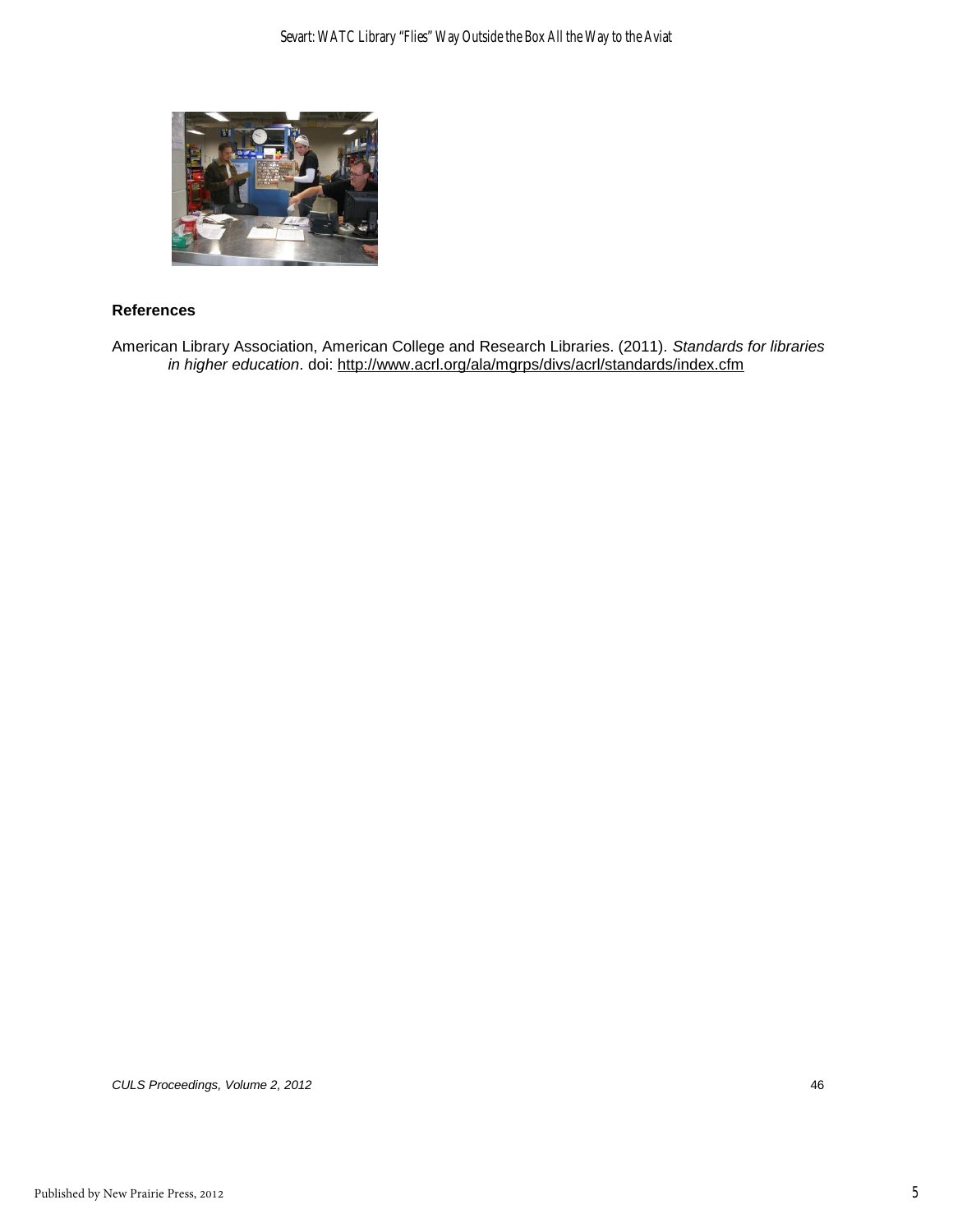## References

American Library Association, American College and Research Libraries. (2011). *Standards for libraries in higher education*. doi: http://www.acrl.org/ala/mgrps/divs/acrl/standards/index.cfm